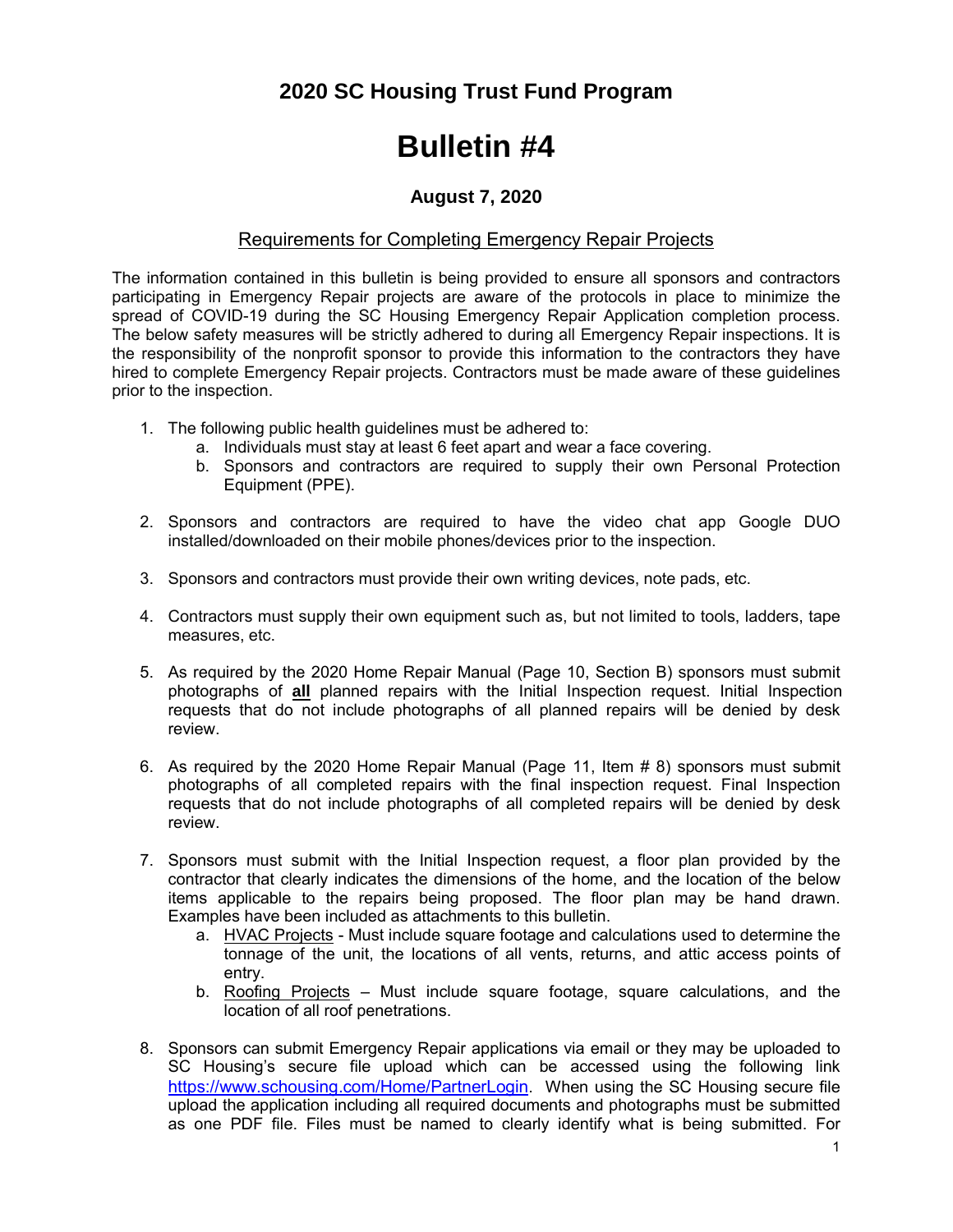## 2020 SC Housing Trust Fund Program

# Bulletin #4

### August 7, 2020

Requirements for Completing Emergency Repair Projects

The information contained in this bulletin is being provided to ensure all sponsors and contractors participating in Emergency Repair projects are aware of the protocols in place to minimize the spread of COVID-19 during the SC Housing Emergency Repair Application completion process. The below safety measures will be strictly adhered to during all Emergency Repair inspections. It is the responsibility of the nonprofit sponsor to provide this information to the contractors they have hired to complete Emergency Repair projects. Contractors must be made aware of these guidelines prior to the inspection.

1. The following public health guidelines must be adhered to:
   a. Individuals must stay at least 6 feet apart and wear a face covering.
   b. Sponsors and contractors are required to supply their own Personal Protection Equipment (PPE).

2. Sponsors and contractors are required to have the video chat app Google DUO installed/downloaded on their mobile phones/devices prior to the inspection.

3. Sponsors and contractors must provide their own writing devices, note pads, etc.

4. Contractors must supply their own equipment such as, but not limited to tools, ladders, tape measures, etc.

5. As required by the 2020 Home Repair Manual (Page 10, Section B) sponsors must submit photographs of **all** planned repairs with the Initial Inspection request. Initial Inspection requests that do not include photographs of all planned repairs will be denied by desk review.

6. As required by the 2020 Home Repair Manual (Page 11, Item # 8) sponsors must submit photographs of all completed repairs with the final inspection request. Final Inspection requests that do not include photographs of all completed repairs will be denied by desk review.

7. Sponsors must submit with the Initial Inspection request, a floor plan provided by the contractor that clearly indicates the dimensions of the home, and the location of the below items applicable to the repairs being proposed. The floor plan may be hand drawn. Examples have been included as attachments to this bulletin.
   a. HVAC Projects - Must include square footage and calculations used to determine the tonnage of the unit, the locations of all vents, returns, and attic access points of entry.
   b. Roofing Projects – Must include square footage, square calculations, and the location of all roof penetrations.

8. Sponsors can submit Emergency Repair applications via email or they may be uploaded to SC Housing's secure file upload which can be accessed using the following link https://www.schousing.com/Home/PartnerLogin. When using the SC Housing secure file upload the application including all required documents and photographs must be submitted as one PDF file. Files must be named to clearly identify what is being submitted. For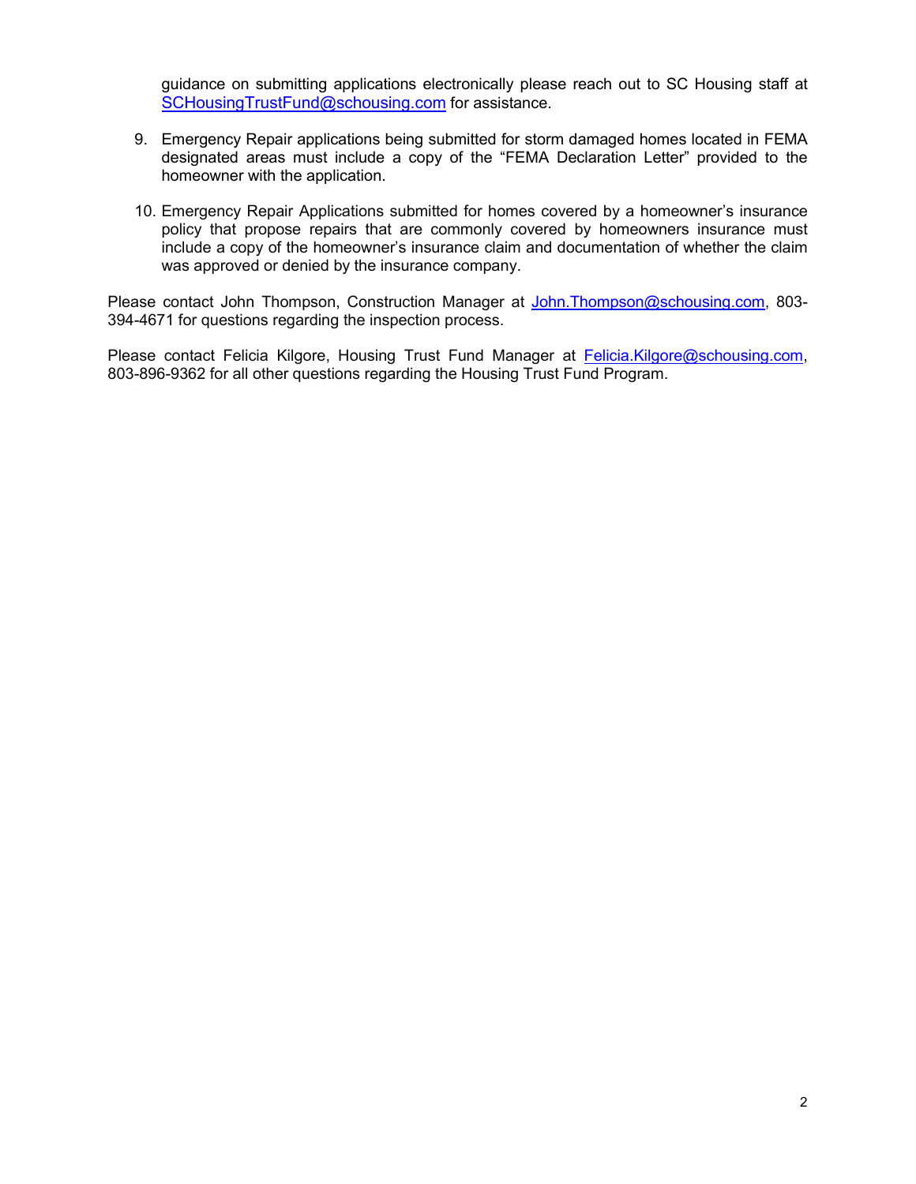guidance on submitting applications electronically please reach out to SC Housing staff at SCHousingTrustFund@schousing.com for assistance.

9. Emergency Repair applications being submitted for storm damaged homes located in FEMA designated areas must include a copy of the "FEMA Declaration Letter" provided to the homeowner with the application.

10. Emergency Repair Applications submitted for homes covered by a homeowner's insurance policy that propose repairs that are commonly covered by homeowners insurance must include a copy of the homeowner's insurance claim and documentation of whether the claim was approved or denied by the insurance company.

Please contact John Thompson, Construction Manager at John.Thompson@schousing.com, 803-394-4671 for questions regarding the inspection process.

Please contact Felicia Kilgore, Housing Trust Fund Manager at Felicia.Kilgore@schousing.com, 803-896-9362 for all other questions regarding the Housing Trust Fund Program.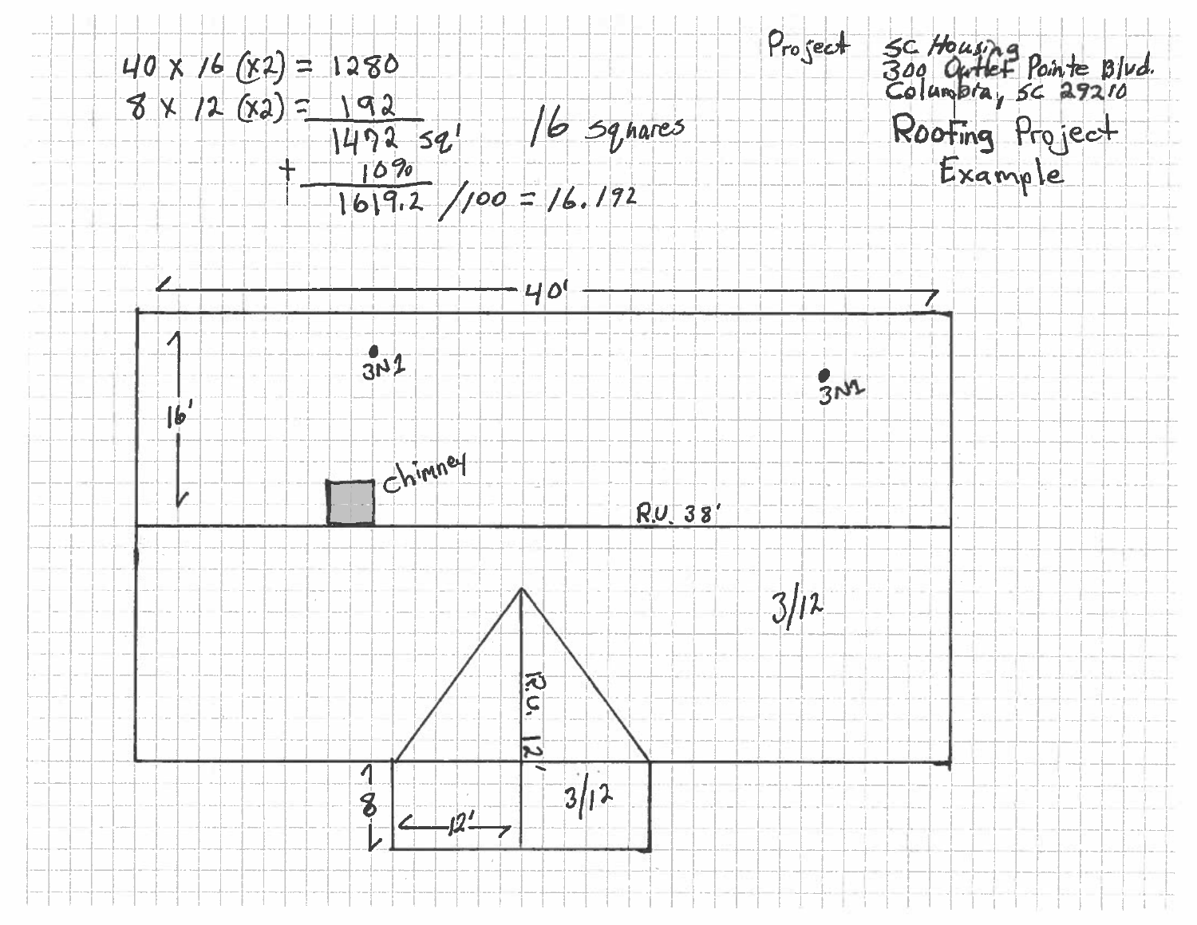Project SC Housing
300 Outlet Pointe Blvd.
Columbia, SC 29210

Roofing Project Example

$40 \times 16 \ (\times 2) = 1280$

$8 \times 12 \ (\times 2) = 192$

1472 sq'

\+ 10%

$1619.2 / 100 = 16.192$

16 squares

40'

16'

3N1

3N1

chimney

R.U. 38'

3/12

R.U. 12'

8

12'

3/12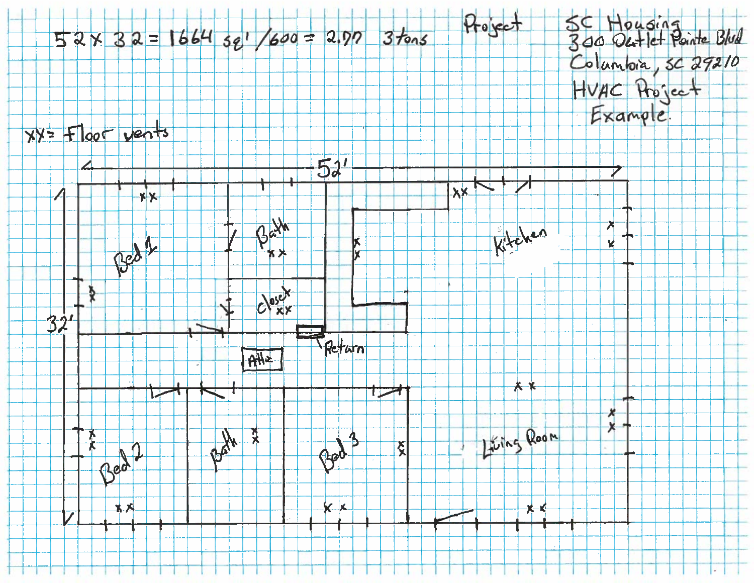$52 \times 32 = 1664$ sq' / 600 = 2.77 3 tons

Project

SC Housing
300 Outlet Pointe Blvd
Columbia, SC 29210
HVAC Project Example

XX = Floor vents

52'

32'

Bed 1

Bath

closet

Kitchen

Return

Attic

Bed 2

Bath

Bed 3

Living Room